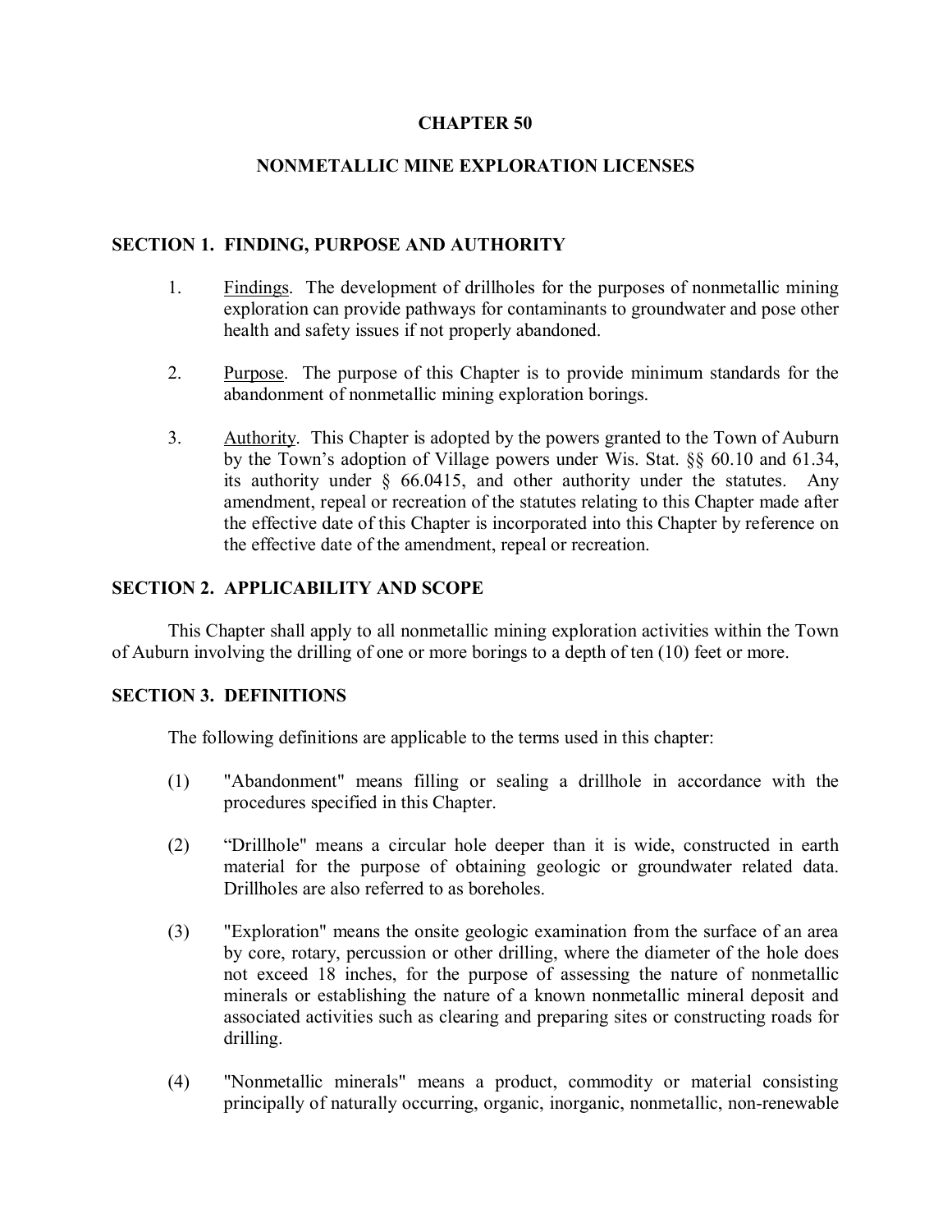# CHAPTER 50

# NONMETALLIC MINE EXPLORATION LICENSES

## SECTION 1. FINDING, PURPOSE AND AUTHORITY

1. Findings. The development of drillholes for the purposes of nonmetallic mining exploration can provide pathways for contaminants to groundwater and pose other health and safety issues if not properly abandoned.

2. Purpose. The purpose of this Chapter is to provide minimum standards for the abandonment of nonmetallic mining exploration borings.

3. Authority. This Chapter is adopted by the powers granted to the Town of Auburn by the Town's adoption of Village powers under Wis. Stat. §§ 60.10 and 61.34, its authority under § 66.0415, and other authority under the statutes. Any amendment, repeal or recreation of the statutes relating to this Chapter made after the effective date of this Chapter is incorporated into this Chapter by reference on the effective date of the amendment, repeal or recreation.

## SECTION 2. APPLICABILITY AND SCOPE

This Chapter shall apply to all nonmetallic mining exploration activities within the Town of Auburn involving the drilling of one or more borings to a depth of ten (10) feet or more.

## SECTION 3. DEFINITIONS

The following definitions are applicable to the terms used in this chapter:

(1) "Abandonment" means filling or sealing a drillhole in accordance with the procedures specified in this Chapter.

(2) "Drillhole" means a circular hole deeper than it is wide, constructed in earth material for the purpose of obtaining geologic or groundwater related data. Drillholes are also referred to as boreholes.

(3) "Exploration" means the onsite geologic examination from the surface of an area by core, rotary, percussion or other drilling, where the diameter of the hole does not exceed 18 inches, for the purpose of assessing the nature of nonmetallic minerals or establishing the nature of a known nonmetallic mineral deposit and associated activities such as clearing and preparing sites or constructing roads for drilling.

(4) "Nonmetallic minerals" means a product, commodity or material consisting principally of naturally occurring, organic, inorganic, nonmetallic, non-renewable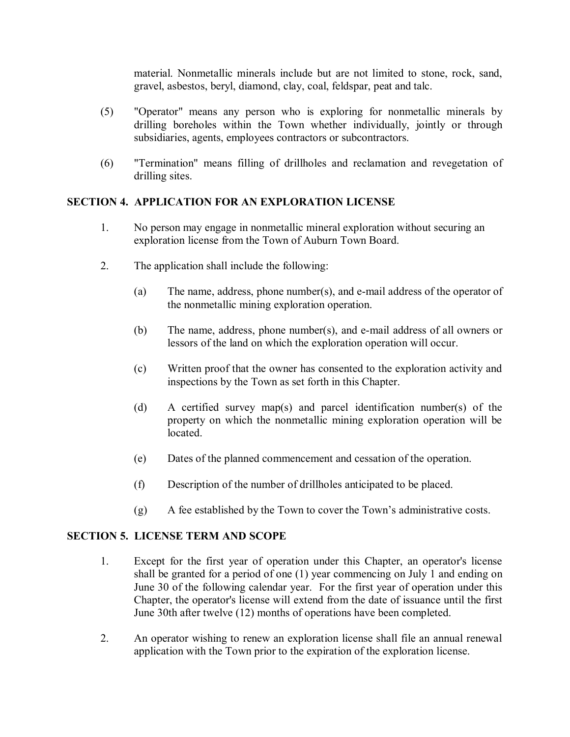material. Nonmetallic minerals include but are not limited to stone, rock, sand, gravel, asbestos, beryl, diamond, clay, coal, feldspar, peat and talc.

(5) "Operator" means any person who is exploring for nonmetallic minerals by drilling boreholes within the Town whether individually, jointly or through subsidiaries, agents, employees contractors or subcontractors.

(6) "Termination" means filling of drillholes and reclamation and revegetation of drilling sites.

## SECTION 4. APPLICATION FOR AN EXPLORATION LICENSE

1. No person may engage in nonmetallic mineral exploration without securing an exploration license from the Town of Auburn Town Board.

2. The application shall include the following:

   (a) The name, address, phone number(s), and e-mail address of the operator of the nonmetallic mining exploration operation.

   (b) The name, address, phone number(s), and e-mail address of all owners or lessors of the land on which the exploration operation will occur.

   (c) Written proof that the owner has consented to the exploration activity and inspections by the Town as set forth in this Chapter.

   (d) A certified survey map(s) and parcel identification number(s) of the property on which the nonmetallic mining exploration operation will be located.

   (e) Dates of the planned commencement and cessation of the operation.

   (f) Description of the number of drillholes anticipated to be placed.

   (g) A fee established by the Town to cover the Town's administrative costs.

## SECTION 5. LICENSE TERM AND SCOPE

1. Except for the first year of operation under this Chapter, an operator's license shall be granted for a period of one (1) year commencing on July 1 and ending on June 30 of the following calendar year. For the first year of operation under this Chapter, the operator's license will extend from the date of issuance until the first June 30th after twelve (12) months of operations have been completed.

2. An operator wishing to renew an exploration license shall file an annual renewal application with the Town prior to the expiration of the exploration license.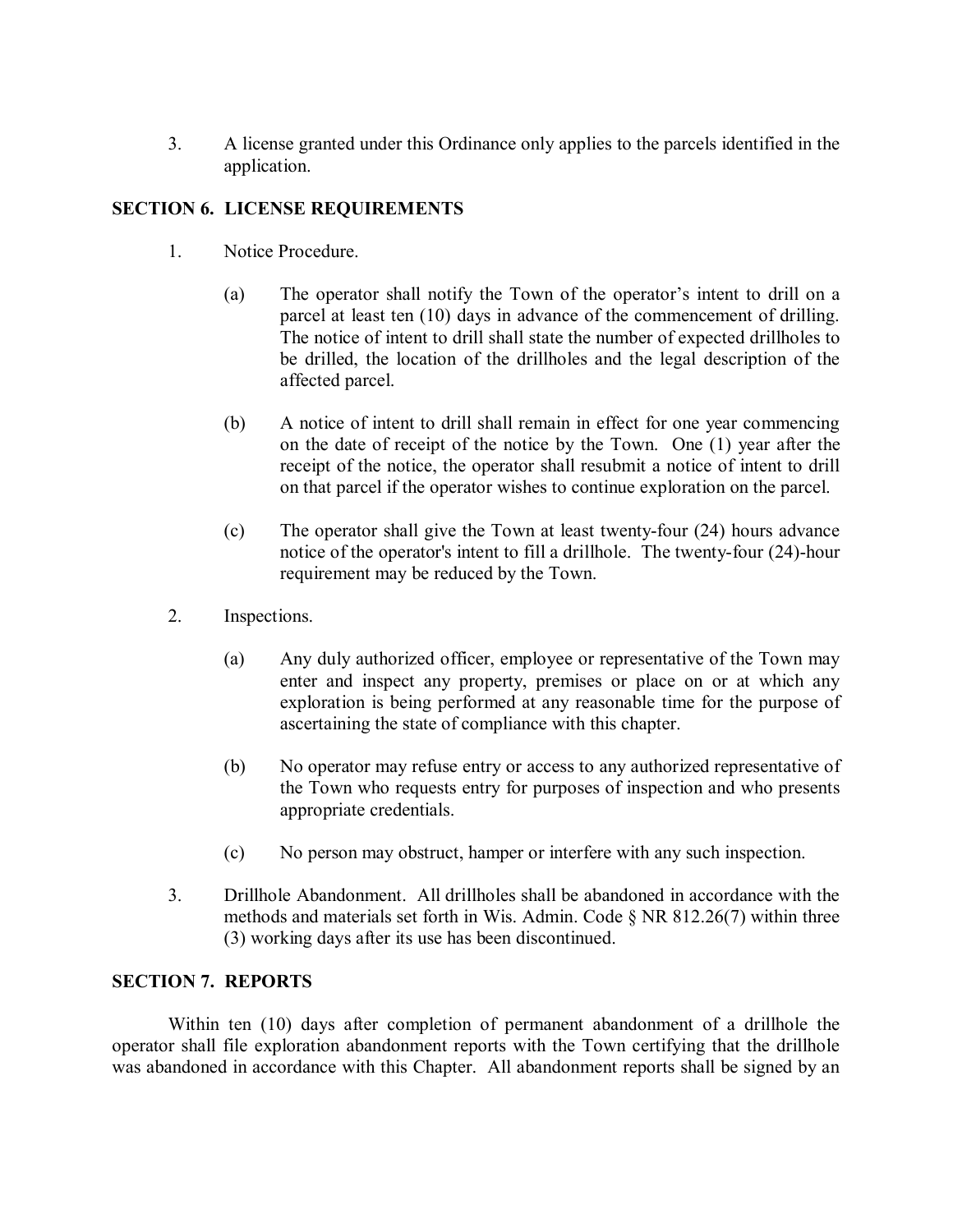3. A license granted under this Ordinance only applies to the parcels identified in the application.

## SECTION 6. LICENSE REQUIREMENTS

1. Notice Procedure.

   (a) The operator shall notify the Town of the operator's intent to drill on a parcel at least ten (10) days in advance of the commencement of drilling. The notice of intent to drill shall state the number of expected drillholes to be drilled, the location of the drillholes and the legal description of the affected parcel.

   (b) A notice of intent to drill shall remain in effect for one year commencing on the date of receipt of the notice by the Town. One (1) year after the receipt of the notice, the operator shall resubmit a notice of intent to drill on that parcel if the operator wishes to continue exploration on the parcel.

   (c) The operator shall give the Town at least twenty-four (24) hours advance notice of the operator's intent to fill a drillhole. The twenty-four (24)-hour requirement may be reduced by the Town.

2. Inspections.

   (a) Any duly authorized officer, employee or representative of the Town may enter and inspect any property, premises or place on or at which any exploration is being performed at any reasonable time for the purpose of ascertaining the state of compliance with this chapter.

   (b) No operator may refuse entry or access to any authorized representative of the Town who requests entry for purposes of inspection and who presents appropriate credentials.

   (c) No person may obstruct, hamper or interfere with any such inspection.

3. Drillhole Abandonment. All drillholes shall be abandoned in accordance with the methods and materials set forth in Wis. Admin. Code § NR 812.26(7) within three (3) working days after its use has been discontinued.

## SECTION 7. REPORTS

Within ten (10) days after completion of permanent abandonment of a drillhole the operator shall file exploration abandonment reports with the Town certifying that the drillhole was abandoned in accordance with this Chapter. All abandonment reports shall be signed by an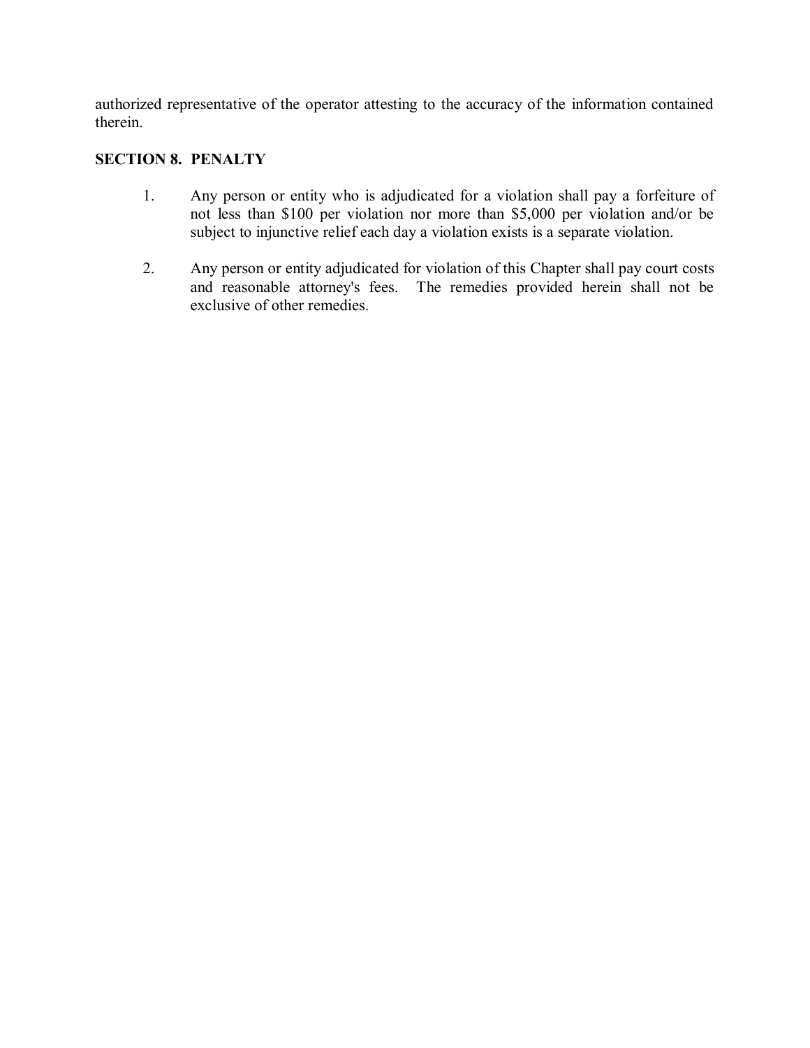authorized representative of the operator attesting to the accuracy of the information contained therein.

**SECTION 8. PENALTY**

1. Any person or entity who is adjudicated for a violation shall pay a forfeiture of not less than $100 per violation nor more than $5,000 per violation and/or be subject to injunctive relief each day a violation exists is a separate violation.

2. Any person or entity adjudicated for violation of this Chapter shall pay court costs and reasonable attorney's fees. The remedies provided herein shall not be exclusive of other remedies.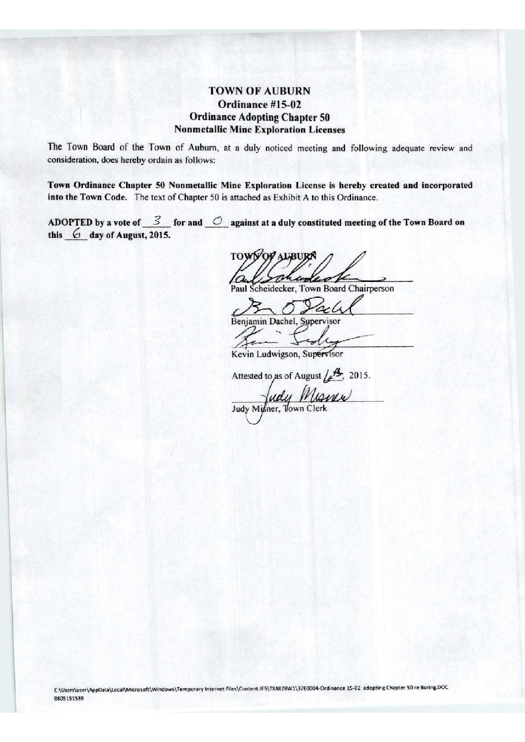# TOWN OF AUBURN
## Ordinance #15-02
## Ordinance Adopting Chapter 50
## Nonmetallic Mine Exploration Licenses

The Town Board of the Town of Auburn, at a duly noticed meeting and following adequate review and consideration, does hereby ordain as follows:

**Town Ordinance Chapter 50 Nonmetallic Mine Exploration License is hereby created and incorporated into the Town Code.** The text of Chapter 50 is attached as Exhibit A to this Ordinance.

**ADOPTED by a vote of 3 for and 0 against at a duly constituted meeting of the Town Board on this 6 day of August, 2015.**

TOWN OF AUBURN

Paul Scheidecker, Town Board Chairperson

Benjamin Dachel, Supervisor

Kevin Ludwigson, Supervisor

Attested to as of August 6th, 2015.

Judy Misner, Town Clerk

C:\Users\user\AppData\Local\Microsoft\Windows\Temporary Internet Files\Content.IE5\TX4828W1\37E0004-Ordinance 15-02 adopting Chapter 50 re Boring.DOC
0805151539